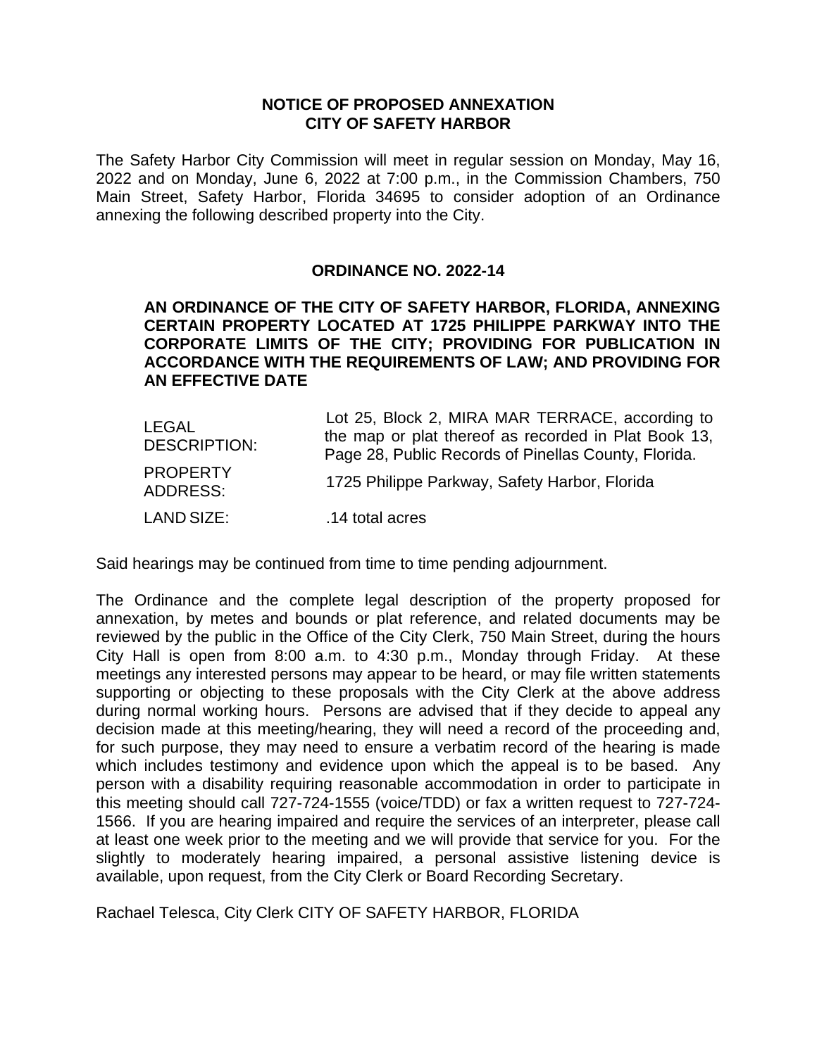# NOTICE OF PROPOSED ANNEXATION
# CITY OF SAFETY HARBOR

The Safety Harbor City Commission will meet in regular session on Monday, May 16, 2022 and on Monday, June 6, 2022 at 7:00 p.m., in the Commission Chambers, 750 Main Street, Safety Harbor, Florida 34695 to consider adoption of an Ordinance annexing the following described property into the City.

## ORDINANCE NO. 2022-14

**AN ORDINANCE OF THE CITY OF SAFETY HARBOR, FLORIDA, ANNEXING CERTAIN PROPERTY LOCATED AT 1725 PHILIPPE PARKWAY INTO THE CORPORATE LIMITS OF THE CITY; PROVIDING FOR PUBLICATION IN ACCORDANCE WITH THE REQUIREMENTS OF LAW; AND PROVIDING FOR AN EFFECTIVE DATE**

| | |
|---|---|
| LEGAL DESCRIPTION: | Lot 25, Block 2, MIRA MAR TERRACE, according to the map or plat thereof as recorded in Plat Book 13, Page 28, Public Records of Pinellas County, Florida. |
| PROPERTY ADDRESS: | 1725 Philippe Parkway, Safety Harbor, Florida |
| LAND SIZE: | .14 total acres |

Said hearings may be continued from time to time pending adjournment.

The Ordinance and the complete legal description of the property proposed for annexation, by metes and bounds or plat reference, and related documents may be reviewed by the public in the Office of the City Clerk, 750 Main Street, during the hours City Hall is open from 8:00 a.m. to 4:30 p.m., Monday through Friday. At these meetings any interested persons may appear to be heard, or may file written statements supporting or objecting to these proposals with the City Clerk at the above address during normal working hours. Persons are advised that if they decide to appeal any decision made at this meeting/hearing, they will need a record of the proceeding and, for such purpose, they may need to ensure a verbatim record of the hearing is made which includes testimony and evidence upon which the appeal is to be based. Any person with a disability requiring reasonable accommodation in order to participate in this meeting should call 727-724-1555 (voice/TDD) or fax a written request to 727-724-1566. If you are hearing impaired and require the services of an interpreter, please call at least one week prior to the meeting and we will provide that service for you. For the slightly to moderately hearing impaired, a personal assistive listening device is available, upon request, from the City Clerk or Board Recording Secretary.

Rachael Telesca, City Clerk CITY OF SAFETY HARBOR, FLORIDA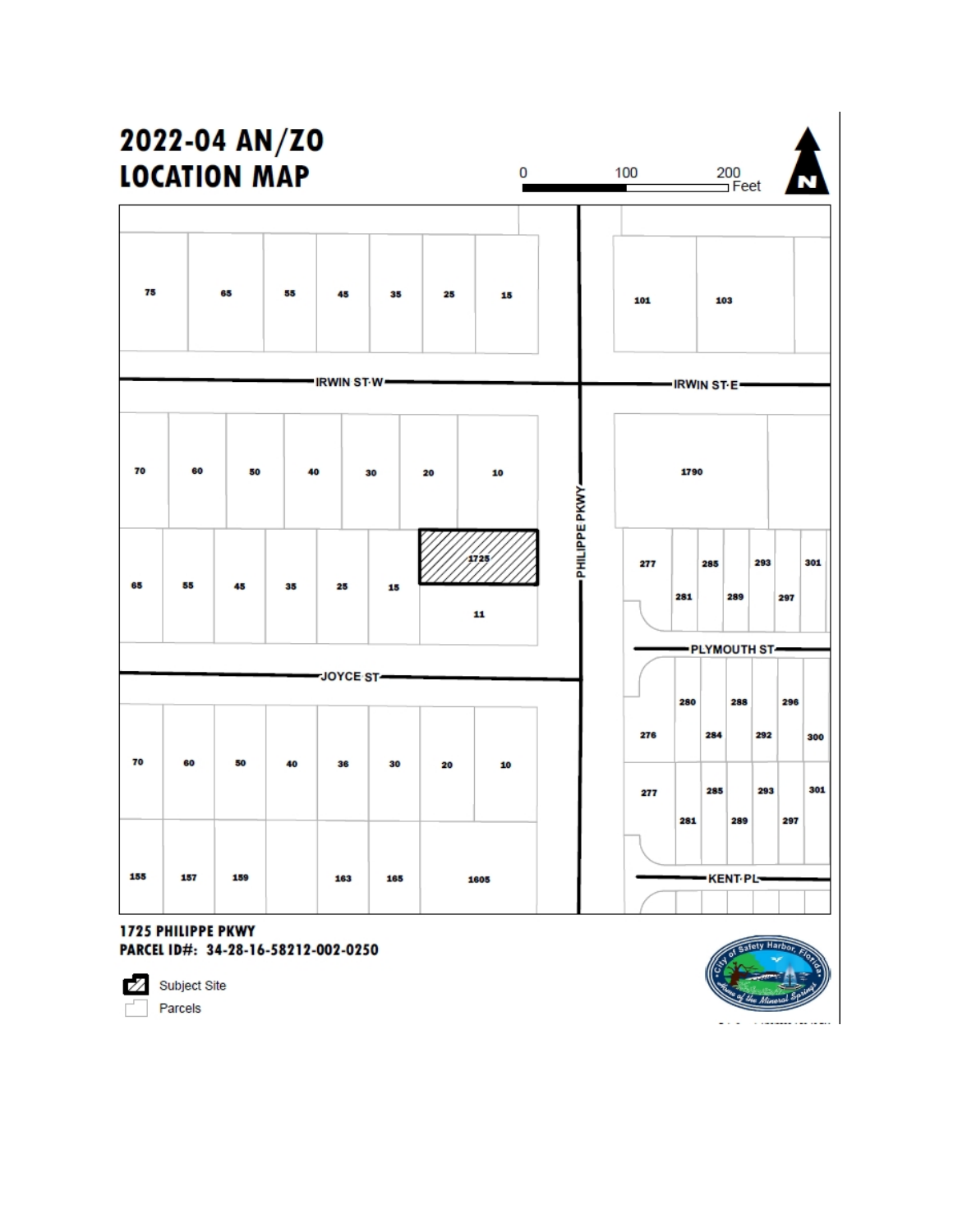# 2022-04 AN/ZO LOCATION MAP

0 100 200 Feet

N

75 65 55 45 35 25 15

101 103

IRWIN ST W

IRWIN ST E

70 60 50 40 30 20 10

1790

PHILIPPE PKWY

65 55 45 35 25 15

1725

11

277 285 293 301

281 289 297

PLYMOUTH ST

JOYCE ST

280 288 296

276 284 292 300

70 60 50 40 36 30 20 10

277 285 293 301

281 289 297

155 157 159 163 165 1605

KENT PL

**1725 PHILIPPE PKWY**
**PARCEL ID#: 34-28-16-58212-002-0250**

Subject Site

Parcels

City of Safety Harbor, Florida
Home of the Mineral Springs